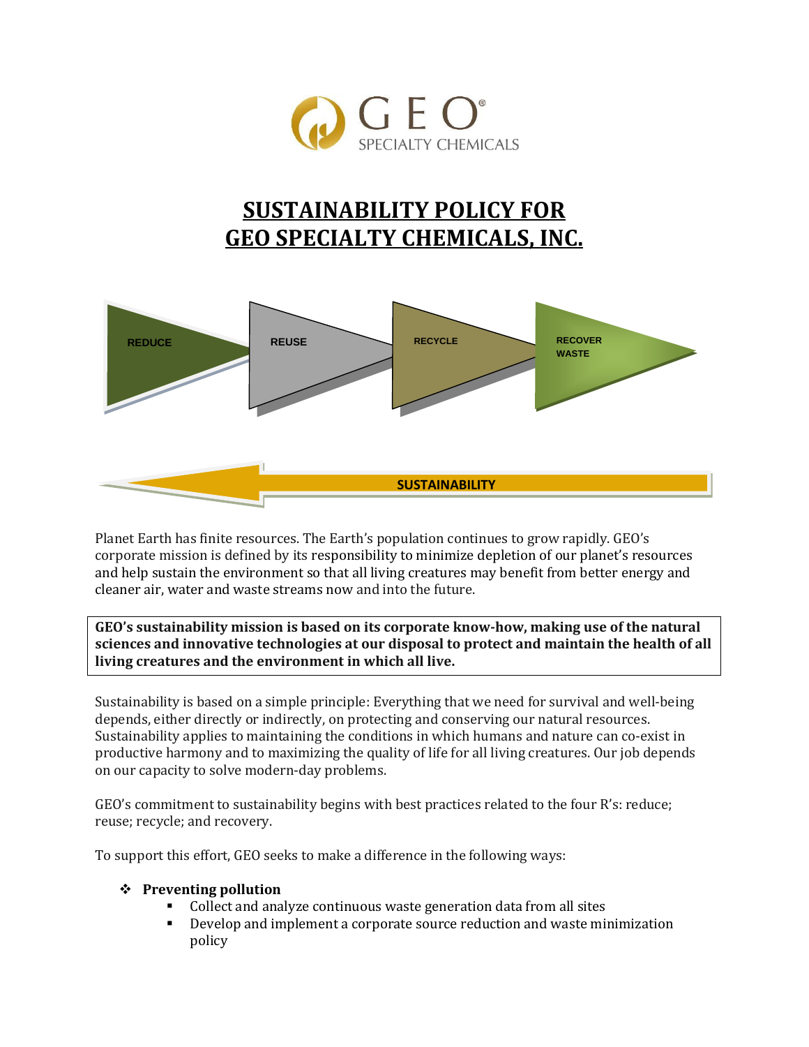GEO® SPECIALTY CHEMICALS

# SUSTAINABILITY POLICY FOR GEO SPECIALTY CHEMICALS, INC.

REDUCE → REUSE → RECYCLE → RECOVER WASTE

SUSTAINABILITY

Planet Earth has finite resources. The Earth's population continues to grow rapidly. GEO's corporate mission is defined by its responsibility to minimize depletion of our planet's resources and help sustain the environment so that all living creatures may benefit from better energy and cleaner air, water and waste streams now and into the future.

**GEO's sustainability mission is based on its corporate know-how, making use of the natural sciences and innovative technologies at our disposal to protect and maintain the health of all living creatures and the environment in which all live.**

Sustainability is based on a simple principle: Everything that we need for survival and well-being depends, either directly or indirectly, on protecting and conserving our natural resources. Sustainability applies to maintaining the conditions in which humans and nature can co-exist in productive harmony and to maximizing the quality of life for all living creatures. Our job depends on our capacity to solve modern-day problems.

GEO's commitment to sustainability begins with best practices related to the four R's: reduce; reuse; recycle; and recovery.

To support this effort, GEO seeks to make a difference in the following ways:

- **Preventing pollution**
  - Collect and analyze continuous waste generation data from all sites
  - Develop and implement a corporate source reduction and waste minimization policy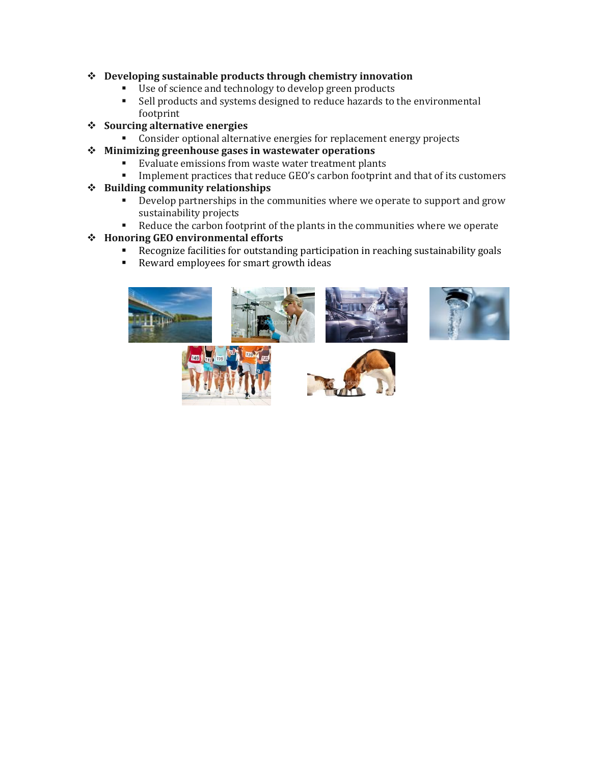- **Developing sustainable products through chemistry innovation**
  - Use of science and technology to develop green products
  - Sell products and systems designed to reduce hazards to the environmental footprint
- **Sourcing alternative energies**
  - Consider optional alternative energies for replacement energy projects
- **Minimizing greenhouse gases in wastewater operations**
  - Evaluate emissions from waste water treatment plants
  - Implement practices that reduce GEO's carbon footprint and that of its customers
- **Building community relationships**
  - Develop partnerships in the communities where we operate to support and grow sustainability projects
  - Reduce the carbon footprint of the plants in the communities where we operate
- **Honoring GEO environmental efforts**
  - Recognize facilities for outstanding participation in reaching sustainability goals
  - Reward employees for smart growth ideas